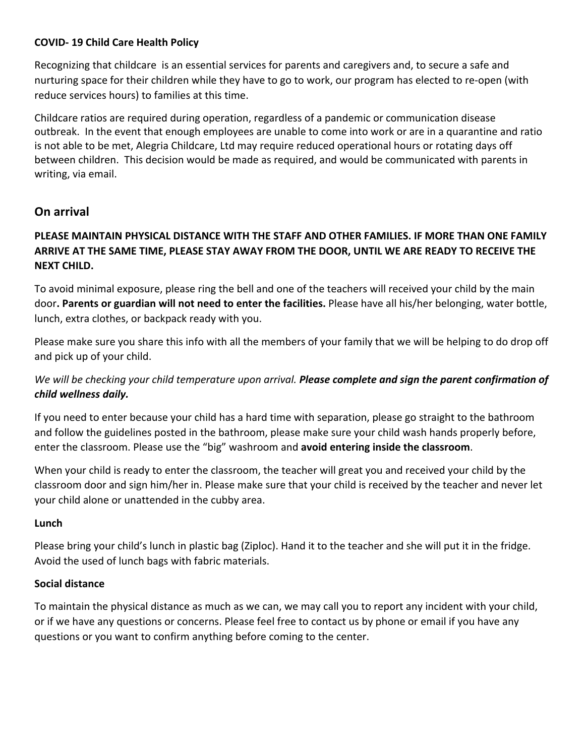**COVID- 19 Child Care Health Policy**

Recognizing that childcare is an essential services for parents and caregivers and, to secure a safe and nurturing space for their children while they have to go to work, our program has elected to re-open (with reduce services hours) to families at this time.

Childcare ratios are required during operation, regardless of a pandemic or communication disease outbreak. In the event that enough employees are unable to come into work or are in a quarantine and ratio is not able to be met, Alegria Childcare, Ltd may require reduced operational hours or rotating days off between children. This decision would be made as required, and would be communicated with parents in writing, via email.

## On arrival

**PLEASE MAINTAIN PHYSICAL DISTANCE WITH THE STAFF AND OTHER FAMILIES. IF MORE THAN ONE FAMILY ARRIVE AT THE SAME TIME, PLEASE STAY AWAY FROM THE DOOR, UNTIL WE ARE READY TO RECEIVE THE NEXT CHILD.**

To avoid minimal exposure, please ring the bell and one of the teachers will received your child by the main door**. Parents or guardian will not need to enter the facilities.** Please have all his/her belonging, water bottle, lunch, extra clothes, or backpack ready with you.

Please make sure you share this info with all the members of your family that we will be helping to do drop off and pick up of your child.

*We will be checking your child temperature upon arrival.* ***Please complete and sign the parent confirmation of child wellness daily.***

If you need to enter because your child has a hard time with separation, please go straight to the bathroom and follow the guidelines posted in the bathroom, please make sure your child wash hands properly before, enter the classroom. Please use the "big" washroom and **avoid entering inside the classroom**.

When your child is ready to enter the classroom, the teacher will great you and received your child by the classroom door and sign him/her in. Please make sure that your child is received by the teacher and never let your child alone or unattended in the cubby area.

**Lunch**

Please bring your child's lunch in plastic bag (Ziploc). Hand it to the teacher and she will put it in the fridge. Avoid the used of lunch bags with fabric materials.

**Social distance**

To maintain the physical distance as much as we can, we may call you to report any incident with your child, or if we have any questions or concerns. Please feel free to contact us by phone or email if you have any questions or you want to confirm anything before coming to the center.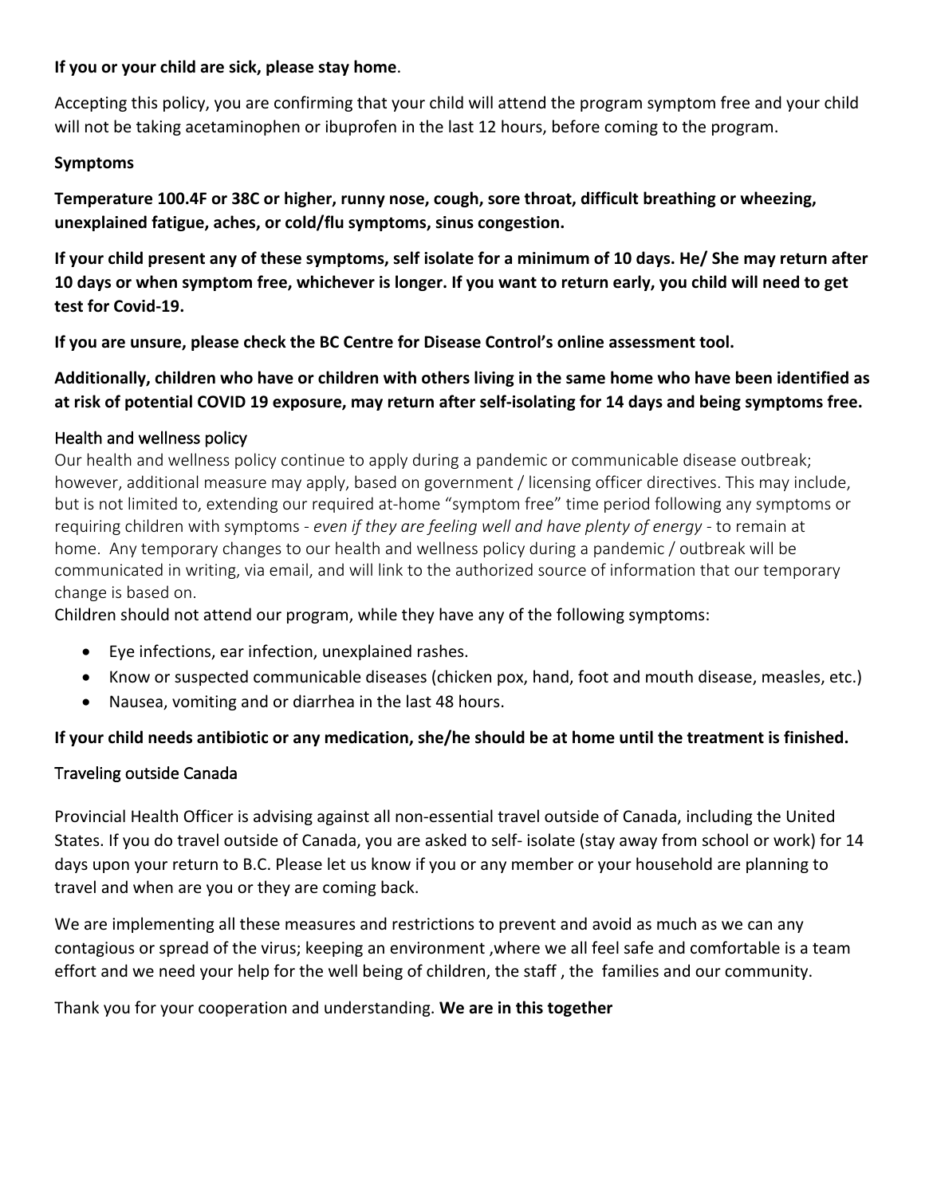**If you or your child are sick, please stay home**.

Accepting this policy, you are confirming that your child will attend the program symptom free and your child will not be taking acetaminophen or ibuprofen in the last 12 hours, before coming to the program.

**Symptoms**

**Temperature 100.4F or 38C or higher, runny nose, cough, sore throat, difficult breathing or wheezing, unexplained fatigue, aches, or cold/flu symptoms, sinus congestion.**

**If your child present any of these symptoms, self isolate for a minimum of 10 days. He/ She may return after 10 days or when symptom free, whichever is longer. If you want to return early, you child will need to get test for Covid-19.**

**If you are unsure, please check the BC Centre for Disease Control's online assessment tool.**

**Additionally, children who have or children with others living in the same home who have been identified as at risk of potential COVID 19 exposure, may return after self-isolating for 14 days and being symptoms free.**

## Health and wellness policy

Our health and wellness policy continue to apply during a pandemic or communicable disease outbreak; however, additional measure may apply, based on government / licensing officer directives. This may include, but is not limited to, extending our required at-home "symptom free" time period following any symptoms or requiring children with symptoms - *even if they are feeling well and have plenty of energy* - to remain at home. Any temporary changes to our health and wellness policy during a pandemic / outbreak will be communicated in writing, via email, and will link to the authorized source of information that our temporary change is based on.

Children should not attend our program, while they have any of the following symptoms:

- Eye infections, ear infection, unexplained rashes.
- Know or suspected communicable diseases (chicken pox, hand, foot and mouth disease, measles, etc.)
- Nausea, vomiting and or diarrhea in the last 48 hours.

**If your child needs antibiotic or any medication, she/he should be at home until the treatment is finished.**

## Traveling outside Canada

Provincial Health Officer is advising against all non-essential travel outside of Canada, including the United States. If you do travel outside of Canada, you are asked to self- isolate (stay away from school or work) for 14 days upon your return to B.C. Please let us know if you or any member or your household are planning to travel and when are you or they are coming back.

We are implementing all these measures and restrictions to prevent and avoid as much as we can any contagious or spread of the virus; keeping an environment ,where we all feel safe and comfortable is a team effort and we need your help for the well being of children, the staff , the families and our community.

Thank you for your cooperation and understanding. **We are in this together**